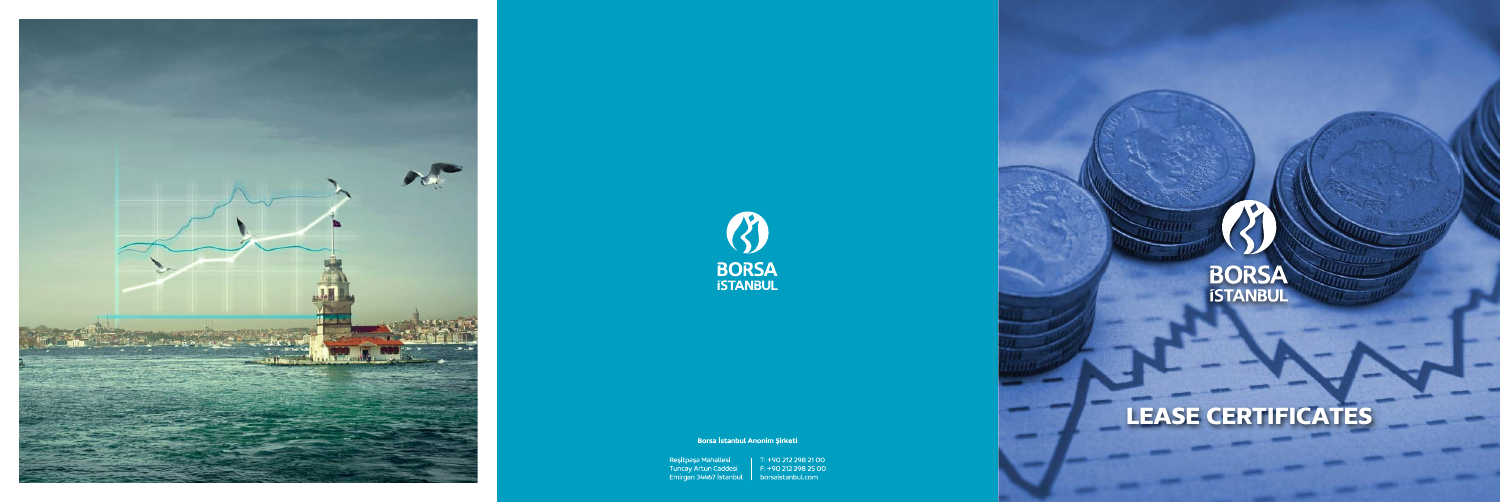BORSA İSTANBUL

**Borsa İstanbul Anonim Şirketi**

Reşitpaşa Mahallesi
Tuncay Artun Caddesi
Emirgan 34467 İstanbul

T: +90 212 298 21 00
F: +90 212 298 25 00
borsaistanbul.com

BORSA İSTANBUL

# LEASE CERTIFICATES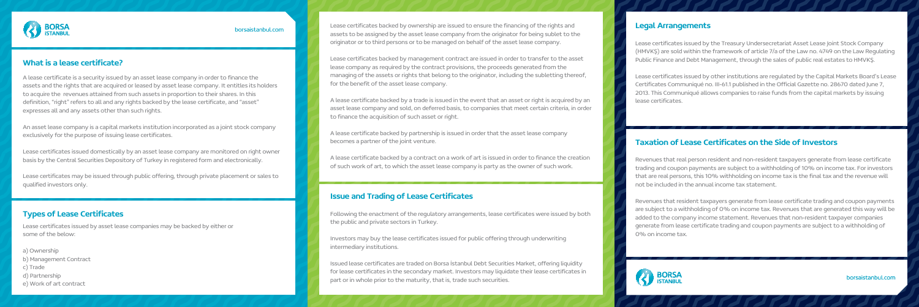## What is a lease certificate?

A lease certificate is a security issued by an asset lease company in order to finance the assets and the rights that are acquired or leased by asset lease company. It entitles its holders to acquire the revenues attained from such assets in proportion to their shares. In this definition, "right" refers to all and any rights backed by the lease certificate, and "asset" expresses all and any assets other than such rights.

An asset lease company is a capital markets institution incorporated as a joint stock company exclusively for the purpose of issuing lease certificates.

Lease certificates issued domestically by an asset lease company are monitored on right owner basis by the Central Securities Depository of Turkey in registered form and electronically.

Lease certificates may be issued through public offering, through private placement or sales to qualified investors only.

## Types of Lease Certificates

Lease certificates issued by asset lease companies may be backed by either or some of the below:

a) Ownership
b) Management Contract
c) Trade
d) Partnership
e) Work of art contract

Lease certificates backed by ownership are issued to ensure the financing of the rights and assets to be assigned by the asset lease company from the originator for being sublet to the originator or to third persons or to be managed on behalf of the asset lease company.

Lease certificates backed by management contract are issued in order to transfer to the asset lease company as required by the contract provisions, the proceeds generated from the managing of the assets or rights that belong to the originator, including the subletting thereof, for the benefit of the asset lease company.

A lease certificate backed by a trade is issued in the event that an asset or right is acquired by an asset lease company and sold, on deferred basis, to companies that meet certain criteria, in order to finance the acquisition of such asset or right.

A lease certificate backed by partnership is issued in order that the asset lease company becomes a partner of the joint venture.

A lease certificate backed by a contract on a work of art is issued in order to finance the creation of such work of art, to which the asset lease company is party as the owner of such work.

## Issue and Trading of Lease Certificates

Following the enactment of the regulatory arrangements, lease certificates were issued by both the public and private sectors in Turkey.

Investors may buy the lease certificates issued for public offering through underwriting intermediary institutions.

Issued lease certificates are traded on Borsa İstanbul Debt Securities Market, offering liquidity for lease certificates in the secondary market. Investors may liquidate their lease certificates in part or in whole prior to the maturity, that is, trade such securities.

## Legal Arrangements

Lease certificates issued by the Treasury Undersecretariat Asset Lease Joint Stock Company (HMVKŞ) are sold within the framework of article 7/a of the Law no. 4749 on the Law Regulating Public Finance and Debt Management, through the sales of public real estates to HMVKŞ.

Lease certificates issued by other institutions are regulated by the Capital Markets Board's Lease Certificates Communiqué no. III-61.1 published in the Official Gazette no. 28670 dated June 7, 2013. This Communiqué allows companies to raise funds from the capital markets by issuing lease certificates.

## Taxation of Lease Certificates on the Side of Investors

Revenues that real person resident and non-resident taxpayers generate from lease certificate trading and coupon payments are subject to a withholding of 10% on income tax. For investors that are real persons, this 10% withholding on income tax is the final tax and the revenue will not be included in the annual income tax statement.

Revenues that resident taxpayers generate from lease certificate trading and coupon payments are subject to a withholding of 0% on income tax. Revenues that are generated this way will be added to the company income statement. Revenues that non-resident taxpayer companies generate from lease certificate trading and coupon payments are subject to a withholding of 0% on income tax.